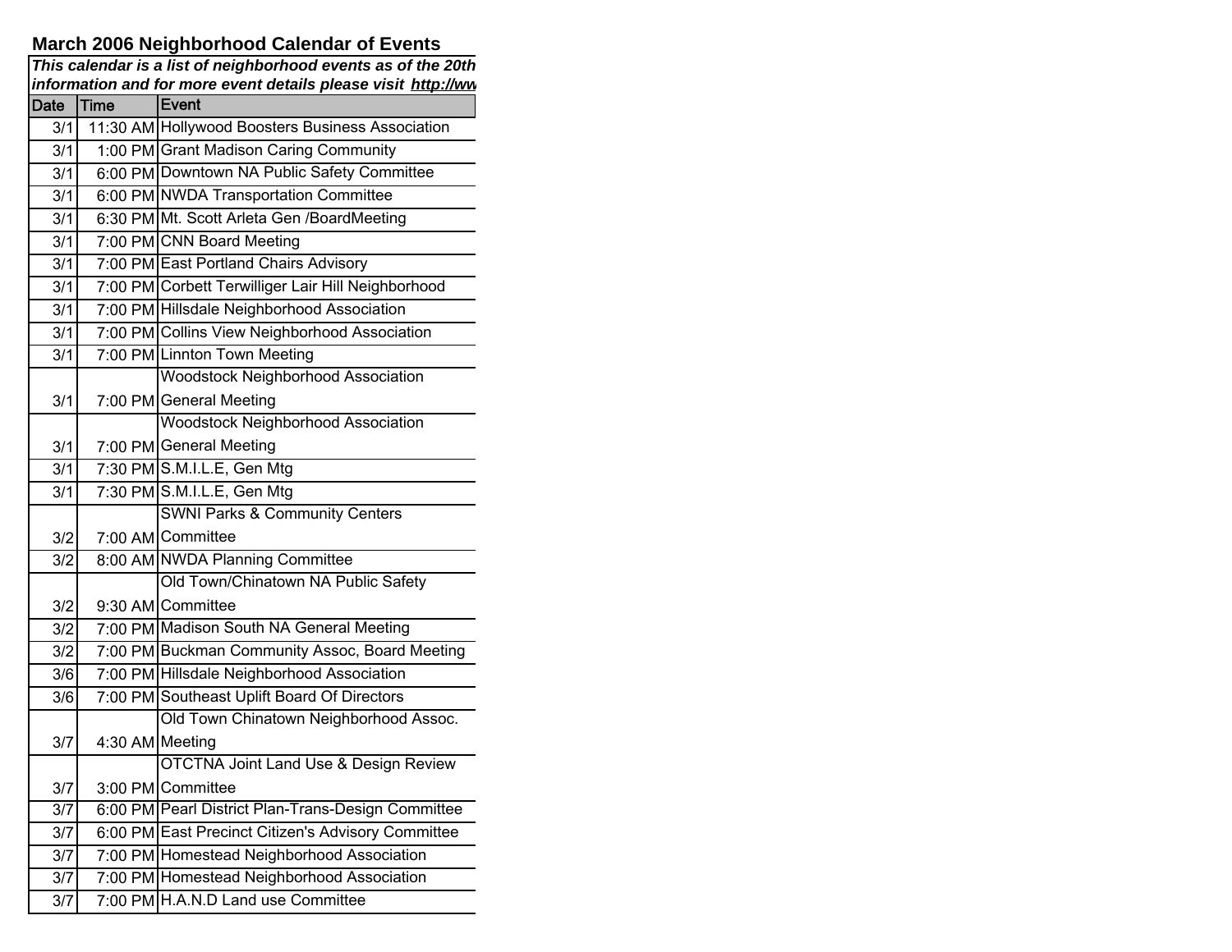# March 2006 Neighborhood Calendar of Events

***This calendar is a list of neighborhood events as of the 20th information and for more event details please visit http://ww***

| Date | Time | Event |
|---|---|---|
| 3/1 | 11:30 AM | Hollywood Boosters Business Association |
| 3/1 | 1:00 PM | Grant Madison Caring Community |
| 3/1 | 6:00 PM | Downtown NA Public Safety Committee |
| 3/1 | 6:00 PM | NWDA Transportation Committee |
| 3/1 | 6:30 PM | Mt. Scott Arleta Gen /BoardMeeting |
| 3/1 | 7:00 PM | CNN Board Meeting |
| 3/1 | 7:00 PM | East Portland Chairs Advisory |
| 3/1 | 7:00 PM | Corbett Terwilliger Lair Hill Neighborhood |
| 3/1 | 7:00 PM | Hillsdale Neighborhood Association |
| 3/1 | 7:00 PM | Collins View Neighborhood Association |
| 3/1 | 7:00 PM | Linnton Town Meeting |
| 3/1 | 7:00 PM | Woodstock Neighborhood Association General Meeting |
| 3/1 | 7:00 PM | Woodstock Neighborhood Association General Meeting |
| 3/1 | 7:30 PM | S.M.I.L.E, Gen Mtg |
| 3/1 | 7:30 PM | S.M.I.L.E, Gen Mtg |
| 3/2 | 7:00 AM | SWNI Parks & Community Centers Committee |
| 3/2 | 8:00 AM | NWDA Planning Committee |
| 3/2 | 9:30 AM | Old Town/Chinatown NA Public Safety Committee |
| 3/2 | 7:00 PM | Madison South NA General Meeting |
| 3/2 | 7:00 PM | Buckman Community Assoc, Board Meeting |
| 3/6 | 7:00 PM | Hillsdale Neighborhood Association |
| 3/6 | 7:00 PM | Southeast Uplift Board Of Directors |
| 3/7 | 4:30 AM | Old Town Chinatown Neighborhood Assoc. Meeting |
| 3/7 | 3:00 PM | OTCTNA Joint Land Use & Design Review Committee |
| 3/7 | 6:00 PM | Pearl District Plan-Trans-Design Committee |
| 3/7 | 6:00 PM | East Precinct Citizen's Advisory Committee |
| 3/7 | 7:00 PM | Homestead Neighborhood Association |
| 3/7 | 7:00 PM | Homestead Neighborhood Association |
| 3/7 | 7:00 PM | H.A.N.D Land use Committee |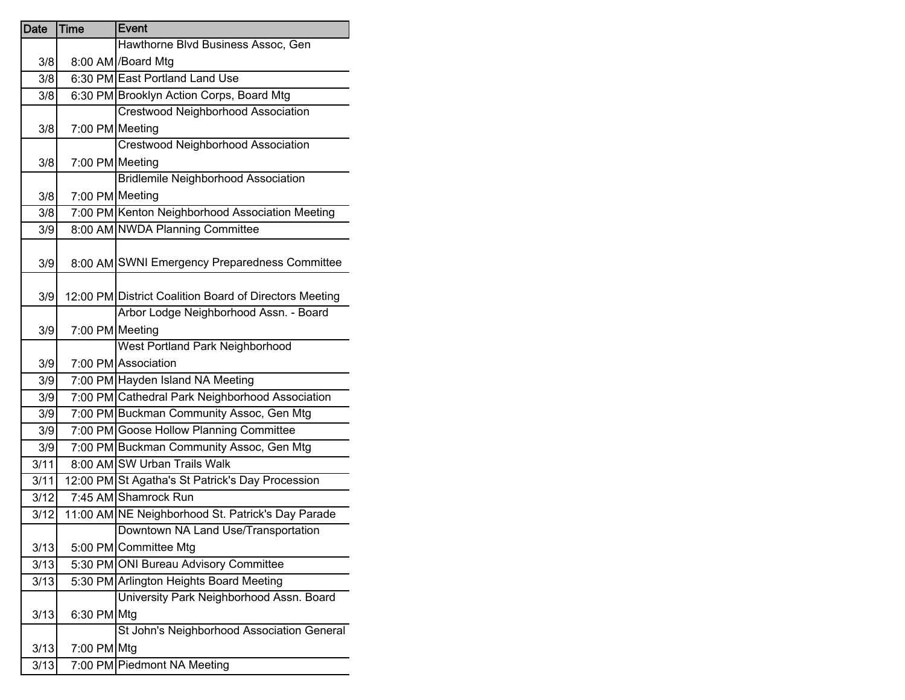| Date | Time | Event |
|---|---|---|
| 3/8 | 8:00 AM | Hawthorne Blvd Business Assoc, Gen /Board Mtg |
| 3/8 | 6:30 PM | East Portland Land Use |
| 3/8 | 6:30 PM | Brooklyn Action Corps, Board Mtg |
| 3/8 | 7:00 PM | Crestwood Neighborhood Association Meeting |
| 3/8 | 7:00 PM | Crestwood Neighborhood Association Meeting |
| 3/8 | 7:00 PM | Bridlemile Neighborhood Association Meeting |
| 3/8 | 7:00 PM | Kenton Neighborhood Association Meeting |
| 3/9 | 8:00 AM | NWDA Planning Committee |
| 3/9 | 8:00 AM | SWNI Emergency Preparedness Committee |
| 3/9 | 12:00 PM | District Coalition Board of Directors Meeting |
| 3/9 | 7:00 PM | Arbor Lodge Neighborhood Assn. - Board Meeting |
| 3/9 | 7:00 PM | West Portland Park Neighborhood Association |
| 3/9 | 7:00 PM | Hayden Island NA Meeting |
| 3/9 | 7:00 PM | Cathedral Park Neighborhood Association |
| 3/9 | 7:00 PM | Buckman Community Assoc, Gen Mtg |
| 3/9 | 7:00 PM | Goose Hollow Planning Committee |
| 3/9 | 7:00 PM | Buckman Community Assoc, Gen Mtg |
| 3/11 | 8:00 AM | SW Urban Trails Walk |
| 3/11 | 12:00 PM | St Agatha's St Patrick's Day Procession |
| 3/12 | 7:45 AM | Shamrock Run |
| 3/12 | 11:00 AM | NE Neighborhood St. Patrick's Day Parade |
| 3/13 | 5:00 PM | Downtown NA Land Use/Transportation Committee Mtg |
| 3/13 | 5:30 PM | ONI Bureau Advisory Committee |
| 3/13 | 5:30 PM | Arlington Heights Board Meeting |
| 3/13 | 6:30 PM | University Park Neighborhood Assn. Board Mtg |
| 3/13 | 7:00 PM | St John's Neighborhood Association General Mtg |
| 3/13 | 7:00 PM | Piedmont NA Meeting |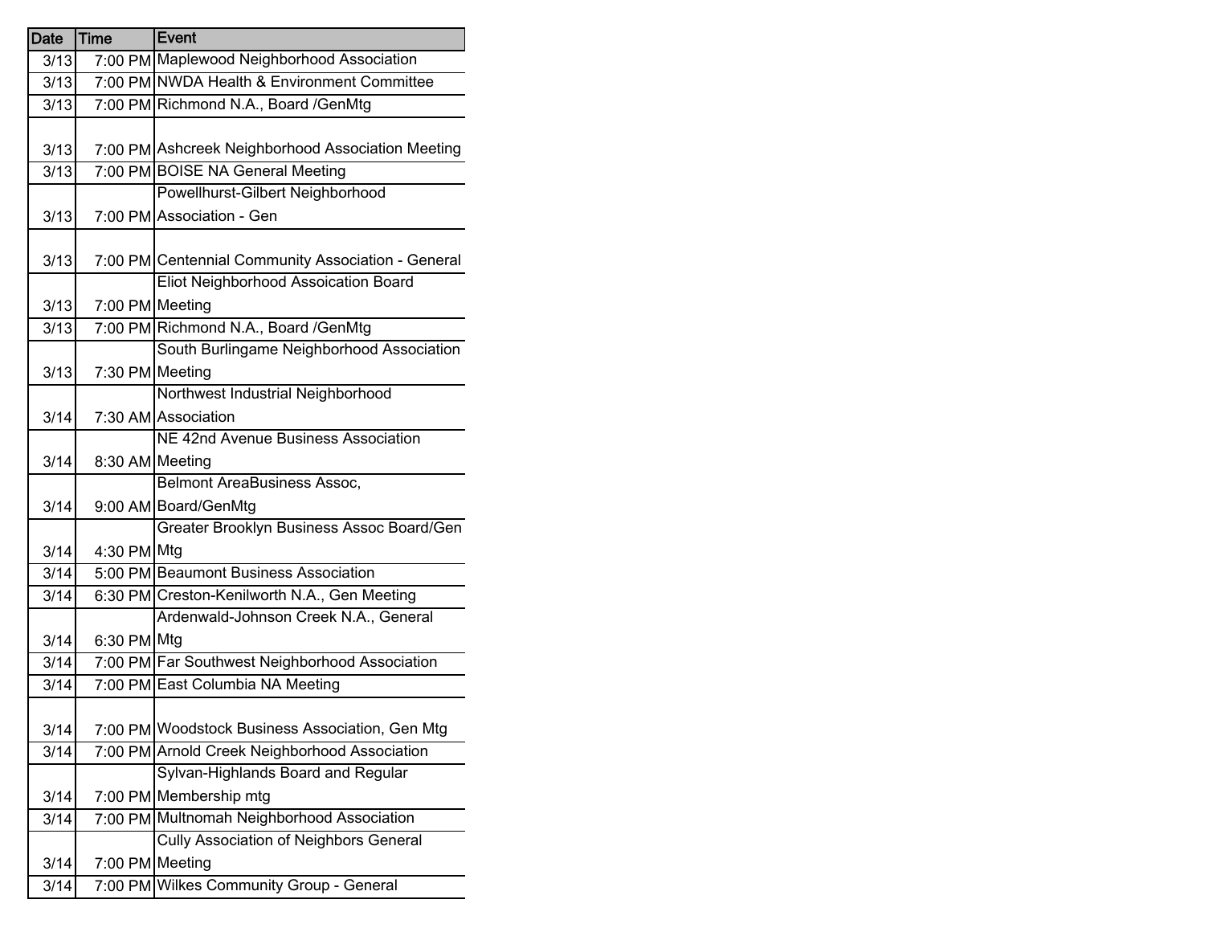| Date | Time | Event |
|---|---|---|
| 3/13 | 7:00 PM | Maplewood Neighborhood Association |
| 3/13 | 7:00 PM | NWDA Health & Environment Committee |
| 3/13 | 7:00 PM | Richmond N.A., Board /GenMtg |
| 3/13 | 7:00 PM | Ashcreek Neighborhood Association Meeting |
| 3/13 | 7:00 PM | BOISE NA General Meeting |
| 3/13 | 7:00 PM | Powellhurst-Gilbert Neighborhood Association - Gen |
| 3/13 | 7:00 PM | Centennial Community Association - General |
| 3/13 | 7:00 PM | Eliot Neighborhood Assoication Board Meeting |
| 3/13 | 7:00 PM | Richmond N.A., Board /GenMtg |
| 3/13 | 7:30 PM | South Burlingame Neighborhood Association Meeting |
| 3/14 | 7:30 AM | Northwest Industrial Neighborhood Association |
| 3/14 | 8:30 AM | NE 42nd Avenue Business Association Meeting |
| 3/14 | 9:00 AM | Belmont AreaBusiness Assoc, Board/GenMtg |
| 3/14 | 4:30 PM | Greater Brooklyn Business Assoc Board/Gen Mtg |
| 3/14 | 5:00 PM | Beaumont Business Association |
| 3/14 | 6:30 PM | Creston-Kenilworth N.A., Gen Meeting |
| 3/14 | 6:30 PM | Ardenwald-Johnson Creek N.A., General Mtg |
| 3/14 | 7:00 PM | Far Southwest Neighborhood Association |
| 3/14 | 7:00 PM | East Columbia NA Meeting |
| 3/14 | 7:00 PM | Woodstock Business Association, Gen Mtg |
| 3/14 | 7:00 PM | Arnold Creek Neighborhood Association |
| 3/14 | 7:00 PM | Sylvan-Highlands Board and Regular Membership mtg |
| 3/14 | 7:00 PM | Multnomah Neighborhood Association |
| 3/14 | 7:00 PM | Cully Association of Neighbors General Meeting |
| 3/14 | 7:00 PM | Wilkes Community Group - General |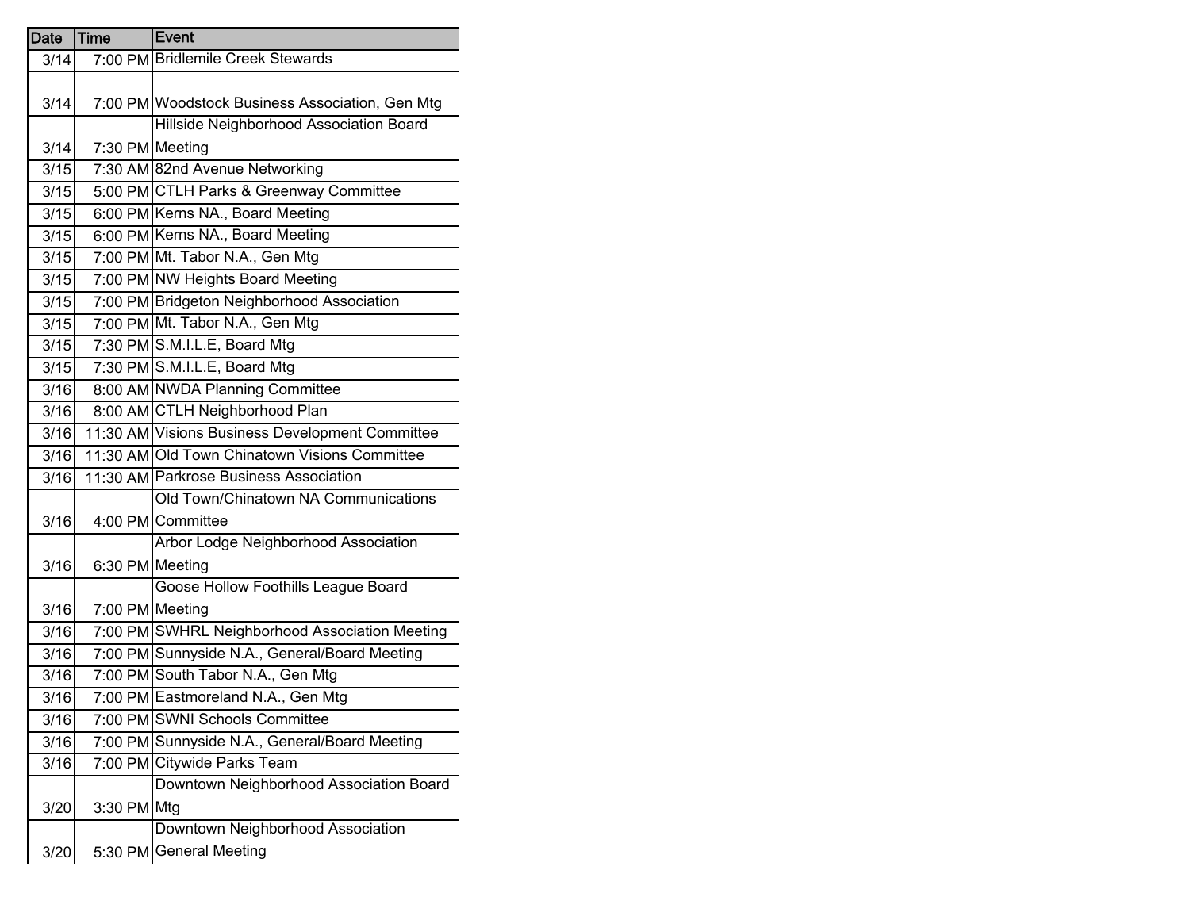| Date | Time | Event |
|---|---|---|
| 3/14 | 7:00 PM | Bridlemile Creek Stewards |
| 3/14 | 7:00 PM | Woodstock Business Association, Gen Mtg |
| 3/14 | 7:30 PM | Hillside Neighborhood Association Board Meeting |
| 3/15 | 7:30 AM | 82nd Avenue Networking |
| 3/15 | 5:00 PM | CTLH Parks & Greenway Committee |
| 3/15 | 6:00 PM | Kerns NA., Board Meeting |
| 3/15 | 6:00 PM | Kerns NA., Board Meeting |
| 3/15 | 7:00 PM | Mt. Tabor N.A., Gen Mtg |
| 3/15 | 7:00 PM | NW Heights Board Meeting |
| 3/15 | 7:00 PM | Bridgeton Neighborhood Association |
| 3/15 | 7:00 PM | Mt. Tabor N.A., Gen Mtg |
| 3/15 | 7:30 PM | S.M.I.L.E, Board Mtg |
| 3/15 | 7:30 PM | S.M.I.L.E, Board Mtg |
| 3/16 | 8:00 AM | NWDA Planning Committee |
| 3/16 | 8:00 AM | CTLH Neighborhood Plan |
| 3/16 | 11:30 AM | Visions Business Development Committee |
| 3/16 | 11:30 AM | Old Town Chinatown Visions Committee |
| 3/16 | 11:30 AM | Parkrose Business Association |
| 3/16 | 4:00 PM | Old Town/Chinatown NA Communications Committee |
| 3/16 | 6:30 PM | Arbor Lodge Neighborhood Association Meeting |
| 3/16 | 7:00 PM | Goose Hollow Foothills League Board Meeting |
| 3/16 | 7:00 PM | SWHRL Neighborhood Association Meeting |
| 3/16 | 7:00 PM | Sunnyside N.A., General/Board Meeting |
| 3/16 | 7:00 PM | South Tabor N.A., Gen Mtg |
| 3/16 | 7:00 PM | Eastmoreland N.A., Gen Mtg |
| 3/16 | 7:00 PM | SWNI Schools Committee |
| 3/16 | 7:00 PM | Sunnyside N.A., General/Board Meeting |
| 3/16 | 7:00 PM | Citywide Parks Team |
| 3/20 | 3:30 PM | Downtown Neighborhood Association Board Mtg |
| 3/20 | 5:30 PM | Downtown Neighborhood Association General Meeting |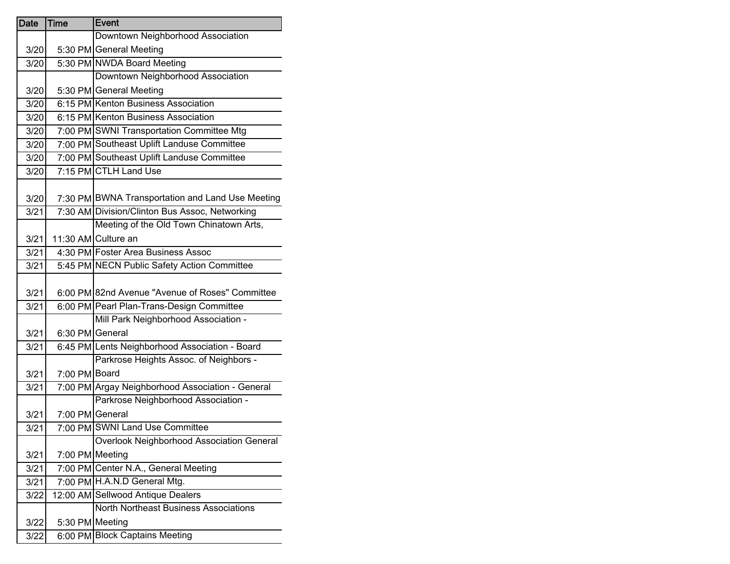| Date | Time | Event |
| --- | --- | --- |
| 3/20 | 5:30 PM | Downtown Neighborhood Association General Meeting |
| 3/20 | 5:30 PM | NWDA Board Meeting |
| 3/20 | 5:30 PM | Downtown Neighborhood Association General Meeting |
| 3/20 | 6:15 PM | Kenton Business Association |
| 3/20 | 6:15 PM | Kenton Business Association |
| 3/20 | 7:00 PM | SWNI Transportation Committee Mtg |
| 3/20 | 7:00 PM | Southeast Uplift Landuse Committee |
| 3/20 | 7:00 PM | Southeast Uplift Landuse Committee |
| 3/20 | 7:15 PM | CTLH Land Use |
| 3/20 | 7:30 PM | BWNA Transportation and Land Use Meeting |
| 3/21 | 7:30 AM | Division/Clinton Bus Assoc, Networking |
| 3/21 | 11:30 AM | Meeting of the Old Town Chinatown Arts, Culture an |
| 3/21 | 4:30 PM | Foster Area Business Assoc |
| 3/21 | 5:45 PM | NECN Public Safety Action Committee |
| 3/21 | 6:00 PM | 82nd Avenue "Avenue of Roses" Committee |
| 3/21 | 6:00 PM | Pearl Plan-Trans-Design Committee |
| 3/21 | 6:30 PM | Mill Park Neighborhood Association - General |
| 3/21 | 6:45 PM | Lents Neighborhood Association - Board |
| 3/21 | 7:00 PM | Parkrose Heights Assoc. of Neighbors - Board |
| 3/21 | 7:00 PM | Argay Neighborhood Association - General |
| 3/21 | 7:00 PM | Parkrose Neighborhood Association - General |
| 3/21 | 7:00 PM | SWNI Land Use Committee |
| 3/21 | 7:00 PM | Overlook Neighborhood Association General Meeting |
| 3/21 | 7:00 PM | Center N.A., General Meeting |
| 3/21 | 7:00 PM | H.A.N.D General Mtg. |
| 3/22 | 12:00 AM | Sellwood Antique Dealers |
| 3/22 | 5:30 PM | North Northeast Business Associations Meeting |
| 3/22 | 6:00 PM | Block Captains Meeting |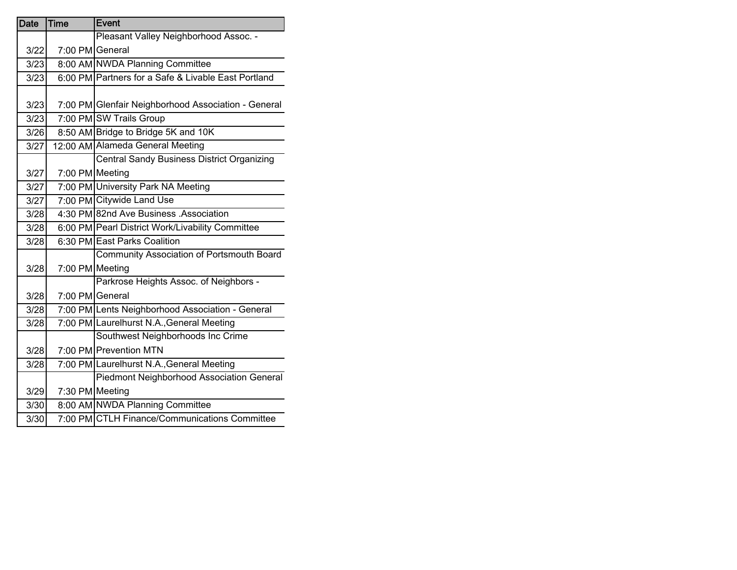| Date | Time | Event |
|---|---|---|
| 3/22 | 7:00 PM | Pleasant Valley Neighborhood Assoc. - General |
| 3/23 | 8:00 AM | NWDA Planning Committee |
| 3/23 | 6:00 PM | Partners for a Safe & Livable East Portland |
| 3/23 | 7:00 PM | Glenfair Neighborhood Association - General |
| 3/23 | 7:00 PM | SW Trails Group |
| 3/26 | 8:50 AM | Bridge to Bridge 5K and 10K |
| 3/27 | 12:00 AM | Alameda General Meeting |
| 3/27 | 7:00 PM | Central Sandy Business District Organizing Meeting |
| 3/27 | 7:00 PM | University Park NA Meeting |
| 3/27 | 7:00 PM | Citywide Land Use |
| 3/28 | 4:30 PM | 82nd Ave Business .Association |
| 3/28 | 6:00 PM | Pearl District Work/Livability Committee |
| 3/28 | 6:30 PM | East Parks Coalition |
| 3/28 | 7:00 PM | Community Association of Portsmouth Board Meeting |
| 3/28 | 7:00 PM | Parkrose Heights Assoc. of Neighbors - General |
| 3/28 | 7:00 PM | Lents Neighborhood Association - General |
| 3/28 | 7:00 PM | Laurelhurst N.A.,General Meeting |
| 3/28 | 7:00 PM | Southwest Neighborhoods Inc Crime Prevention MTN |
| 3/28 | 7:00 PM | Laurelhurst N.A.,General Meeting |
| 3/29 | 7:30 PM | Piedmont Neighborhood Association General Meeting |
| 3/30 | 8:00 AM | NWDA Planning Committee |
| 3/30 | 7:00 PM | CTLH Finance/Communications Committee |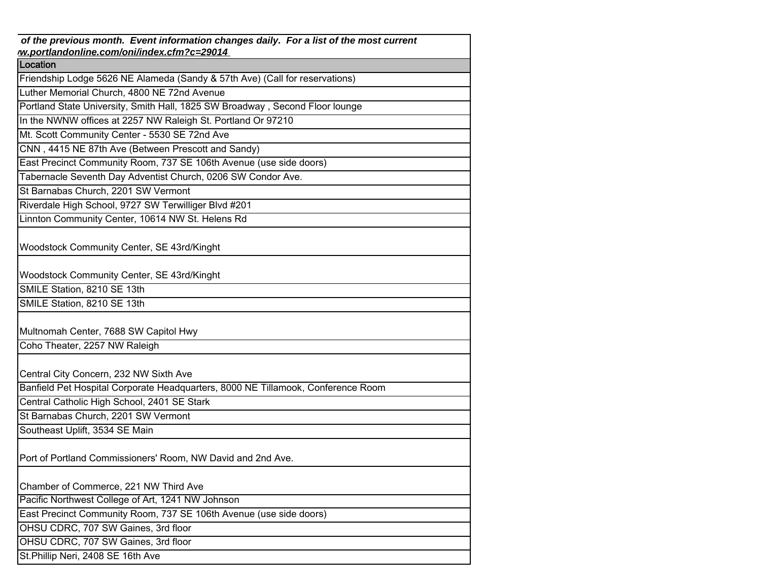*of the previous month. Event information changes daily. For a list of the most current*
*w.portlandonline.com/oni/index.cfm?c=29014*

| Location |
|---|
| Friendship Lodge 5626 NE Alameda (Sandy & 57th Ave) (Call for reservations) |
| Luther Memorial Church, 4800 NE 72nd Avenue |
| Portland State University, Smith Hall, 1825 SW Broadway , Second Floor lounge |
| In the NWNW offices at 2257 NW Raleigh St. Portland Or 97210 |
| Mt. Scott Community Center - 5530 SE 72nd Ave |
| CNN , 4415 NE 87th Ave (Between Prescott and Sandy) |
| East Precinct Community Room, 737 SE 106th Avenue (use side doors) |
| Tabernacle Seventh Day Adventist Church, 0206 SW Condor Ave. |
| St Barnabas Church, 2201 SW Vermont |
| Riverdale High School, 9727 SW Terwilliger Blvd #201 |
| Linnton Community Center, 10614 NW St. Helens Rd |
| Woodstock Community Center, SE 43rd/Kinght |
| Woodstock Community Center, SE 43rd/Kinght |
| SMILE Station, 8210 SE 13th |
| SMILE Station, 8210 SE 13th |
| Multnomah Center, 7688 SW Capitol Hwy |
| Coho Theater, 2257 NW Raleigh |
| Central City Concern, 232 NW Sixth Ave |
| Banfield Pet Hospital Corporate Headquarters, 8000 NE Tillamook, Conference Room |
| Central Catholic High School, 2401 SE Stark |
| St Barnabas Church, 2201 SW Vermont |
| Southeast Uplift, 3534 SE Main |
| Port of Portland Commissioners' Room, NW David and 2nd Ave. |
| Chamber of Commerce, 221 NW Third Ave |
| Pacific Northwest College of Art, 1241 NW Johnson |
| East Precinct Community Room, 737 SE 106th Avenue (use side doors) |
| OHSU CDRC, 707 SW Gaines, 3rd floor |
| OHSU CDRC, 707 SW Gaines, 3rd floor |
| St.Phillip Neri, 2408 SE 16th Ave |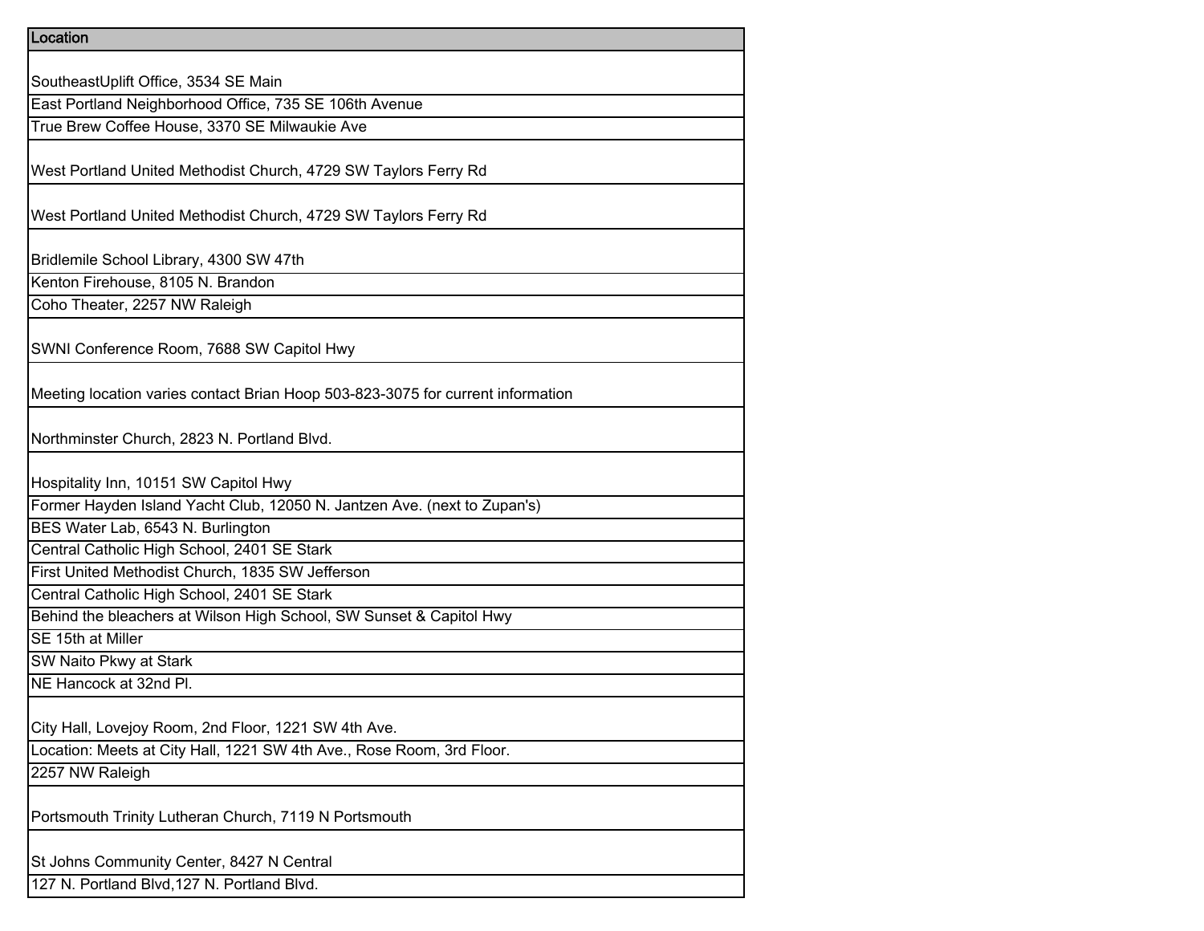| Location |
| --- |
| SoutheastUplift Office, 3534 SE Main |
| East Portland Neighborhood Office, 735 SE 106th Avenue |
| True Brew Coffee House, 3370 SE Milwaukie Ave |
| West Portland United Methodist Church, 4729 SW Taylors Ferry Rd |
| West Portland United Methodist Church, 4729 SW Taylors Ferry Rd |
| Bridlemile School Library, 4300 SW 47th |
| Kenton Firehouse, 8105 N. Brandon |
| Coho Theater, 2257 NW Raleigh |
| SWNI Conference Room, 7688 SW Capitol Hwy |
| Meeting location varies contact Brian Hoop 503-823-3075 for current information |
| Northminster Church, 2823 N. Portland Blvd. |
| Hospitality Inn, 10151 SW Capitol Hwy |
| Former Hayden Island Yacht Club, 12050 N. Jantzen Ave. (next to Zupan's) |
| BES Water Lab, 6543 N. Burlington |
| Central Catholic High School, 2401 SE Stark |
| First United Methodist Church, 1835 SW Jefferson |
| Central Catholic High School, 2401 SE Stark |
| Behind the bleachers at Wilson High School, SW Sunset & Capitol Hwy |
| SE 15th at Miller |
| SW Naito Pkwy at Stark |
| NE Hancock at 32nd Pl. |
| City Hall, Lovejoy Room, 2nd Floor, 1221 SW 4th Ave. |
| Location: Meets at City Hall, 1221 SW 4th Ave., Rose Room, 3rd Floor. |
| 2257 NW Raleigh |
| Portsmouth Trinity Lutheran Church, 7119 N Portsmouth |
| St Johns Community Center, 8427 N Central |
| 127 N. Portland Blvd,127 N. Portland Blvd. |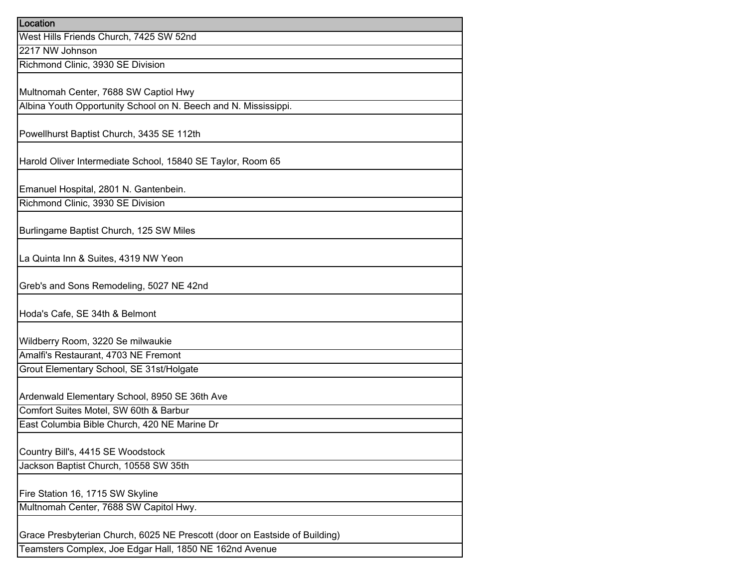| Location |
| --- |
| West Hills Friends Church, 7425 SW 52nd |
| 2217 NW Johnson |
| Richmond Clinic, 3930 SE Division |
| Multnomah Center, 7688 SW Captiol Hwy |
| Albina Youth Opportunity School on N. Beech and N. Mississippi. |
| Powellhurst Baptist Church, 3435 SE 112th |
| Harold Oliver Intermediate School, 15840 SE Taylor, Room 65 |
| Emanuel Hospital, 2801 N. Gantenbein. |
| Richmond Clinic, 3930 SE Division |
| Burlingame Baptist Church, 125 SW Miles |
| La Quinta Inn & Suites, 4319 NW Yeon |
| Greb's and Sons Remodeling, 5027 NE 42nd |
| Hoda's Cafe, SE 34th & Belmont |
| Wildberry Room, 3220 Se milwaukie |
| Amalfi's Restaurant, 4703 NE Fremont |
| Grout Elementary School, SE 31st/Holgate |
| Ardenwald Elementary School, 8950 SE 36th Ave |
| Comfort Suites Motel, SW 60th & Barbur |
| East Columbia Bible Church, 420 NE Marine Dr |
| Country Bill's, 4415 SE Woodstock |
| Jackson Baptist Church, 10558 SW 35th |
| Fire Station 16, 1715 SW Skyline |
| Multnomah Center, 7688 SW Capitol Hwy. |
| Grace Presbyterian Church, 6025 NE Prescott (door on Eastside of Building) |
| Teamsters Complex, Joe Edgar Hall, 1850 NE 162nd Avenue |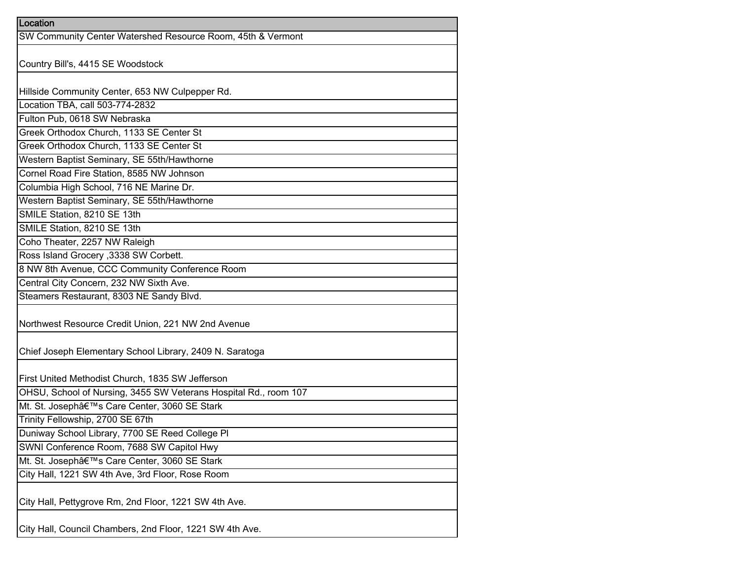| Location |
| --- |
| SW Community Center Watershed Resource Room, 45th & Vermont |
| Country Bill's, 4415 SE Woodstock |
| Hillside Community Center, 653 NW Culpepper Rd. |
| Location TBA, call 503-774-2832 |
| Fulton Pub, 0618 SW Nebraska |
| Greek Orthodox Church, 1133 SE Center St |
| Greek Orthodox Church, 1133 SE Center St |
| Western Baptist Seminary, SE 55th/Hawthorne |
| Cornel Road Fire Station, 8585 NW Johnson |
| Columbia High School, 716 NE Marine Dr. |
| Western Baptist Seminary, SE 55th/Hawthorne |
| SMILE Station, 8210 SE 13th |
| SMILE Station, 8210 SE 13th |
| Coho Theater, 2257 NW Raleigh |
| Ross Island Grocery ,3338 SW Corbett. |
| 8 NW 8th Avenue, CCC Community Conference Room |
| Central City Concern, 232 NW Sixth Ave. |
| Steamers Restaurant, 8303 NE Sandy Blvd. |
| Northwest Resource Credit Union, 221 NW 2nd Avenue |
| Chief Joseph Elementary School Library, 2409 N. Saratoga |
| First United Methodist Church, 1835 SW Jefferson |
| OHSU, School of Nursing, 3455 SW Veterans Hospital Rd., room 107 |
| Mt. St. Josephâ€™s Care Center, 3060 SE Stark |
| Trinity Fellowship, 2700 SE 67th |
| Duniway School Library, 7700 SE Reed College Pl |
| SWNI Conference Room, 7688 SW Capitol Hwy |
| Mt. St. Josephâ€™s Care Center, 3060 SE Stark |
| City Hall, 1221 SW 4th Ave, 3rd Floor, Rose Room |
| City Hall, Pettygrove Rm, 2nd Floor, 1221 SW 4th Ave. |
| City Hall, Council Chambers, 2nd Floor, 1221 SW 4th Ave. |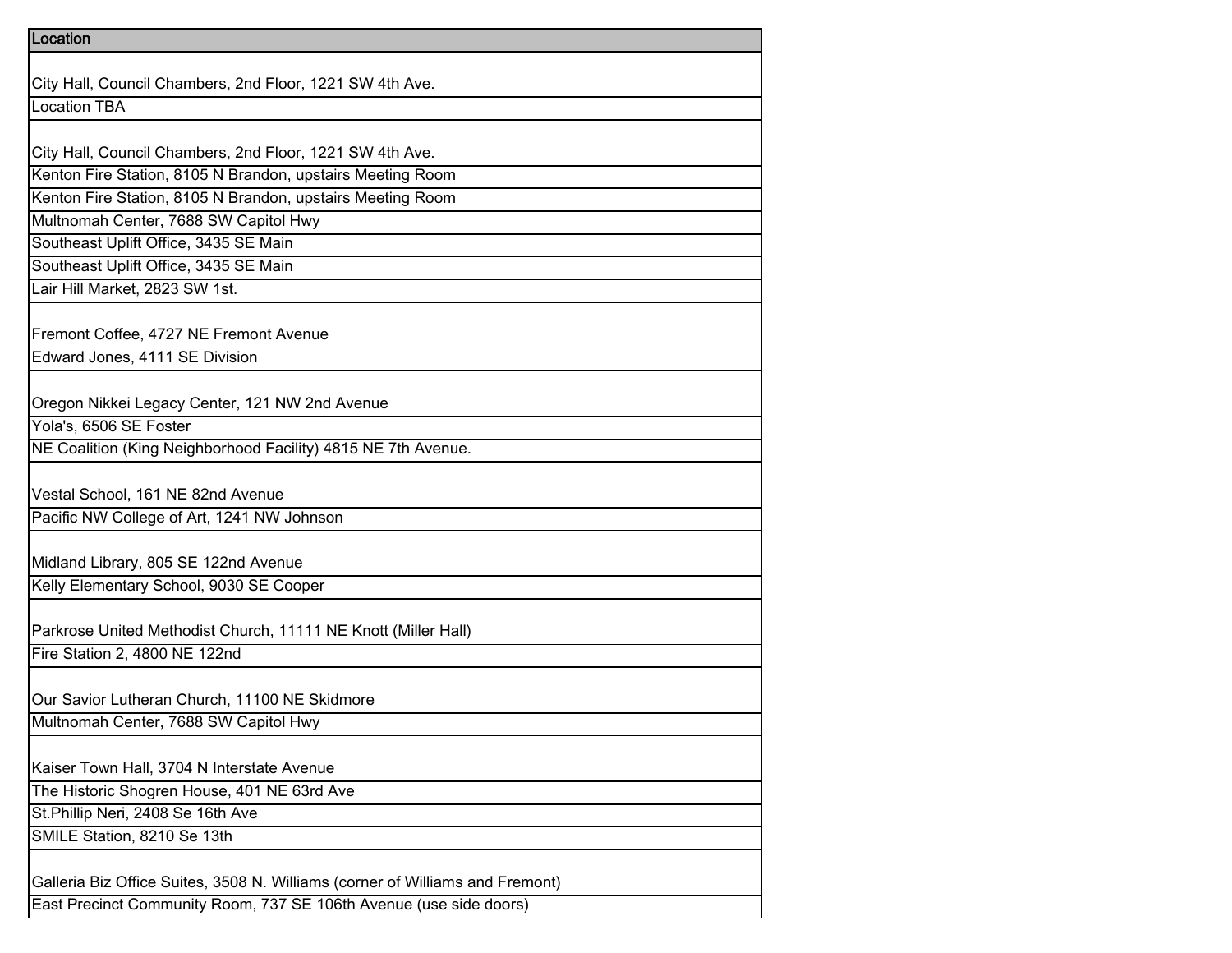| Location |
| --- |
| City Hall, Council Chambers, 2nd Floor, 1221 SW 4th Ave. |
| Location TBA |
| City Hall, Council Chambers, 2nd Floor, 1221 SW 4th Ave. |
| Kenton Fire Station, 8105 N Brandon, upstairs Meeting Room |
| Kenton Fire Station, 8105 N Brandon, upstairs Meeting Room |
| Multnomah Center, 7688 SW Capitol Hwy |
| Southeast Uplift Office, 3435 SE Main |
| Southeast Uplift Office, 3435 SE Main |
| Lair Hill Market, 2823 SW 1st. |
| Fremont Coffee, 4727 NE Fremont Avenue |
| Edward Jones, 4111 SE Division |
| Oregon Nikkei Legacy Center, 121 NW 2nd Avenue |
| Yola's, 6506 SE Foster |
| NE Coalition (King Neighborhood Facility) 4815 NE 7th Avenue. |
| Vestal School, 161 NE 82nd Avenue |
| Pacific NW College of Art, 1241 NW Johnson |
| Midland Library, 805 SE 122nd Avenue |
| Kelly Elementary School, 9030 SE Cooper |
| Parkrose United Methodist Church, 11111 NE Knott (Miller Hall) |
| Fire Station 2, 4800 NE 122nd |
| Our Savior Lutheran Church, 11100 NE Skidmore |
| Multnomah Center, 7688 SW Capitol Hwy |
| Kaiser Town Hall, 3704 N Interstate Avenue |
| The Historic Shogren House, 401 NE 63rd Ave |
| St.Phillip Neri, 2408 Se 16th Ave |
| SMILE Station, 8210 Se 13th |
| Galleria Biz Office Suites, 3508 N. Williams (corner of Williams and Fremont) |
| East Precinct Community Room, 737 SE 106th Avenue (use side doors) |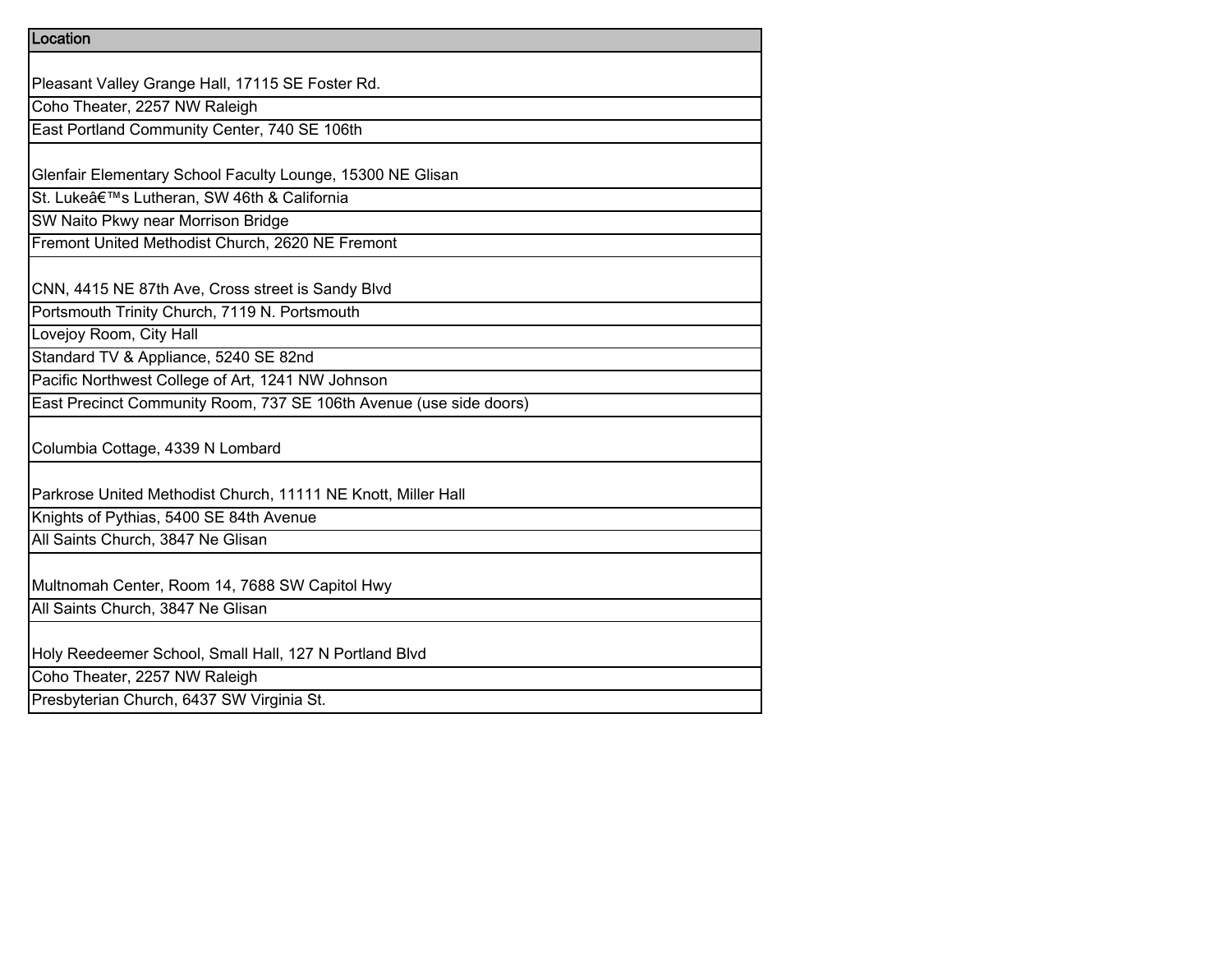| Location |
|---|
| Pleasant Valley Grange Hall, 17115 SE Foster Rd. |
| Coho Theater, 2257 NW Raleigh |
| East Portland Community Center, 740 SE 106th |
| Glenfair Elementary School Faculty Lounge, 15300 NE Glisan |
| St. Lukeâ€™s Lutheran, SW 46th & California |
| SW Naito Pkwy near Morrison Bridge |
| Fremont United Methodist Church, 2620 NE Fremont |
| CNN, 4415 NE 87th Ave, Cross street is Sandy Blvd |
| Portsmouth Trinity Church, 7119 N. Portsmouth |
| Lovejoy Room, City Hall |
| Standard TV & Appliance, 5240 SE 82nd |
| Pacific Northwest College of Art, 1241 NW Johnson |
| East Precinct Community Room, 737 SE 106th Avenue (use side doors) |
| Columbia Cottage, 4339 N Lombard |
| Parkrose United Methodist Church, 11111 NE Knott, Miller Hall |
| Knights of Pythias, 5400 SE 84th Avenue |
| All Saints Church, 3847 Ne Glisan |
| Multnomah Center, Room 14, 7688 SW Capitol Hwy |
| All Saints Church, 3847 Ne Glisan |
| Holy Reedeemer School, Small Hall, 127 N Portland Blvd |
| Coho Theater, 2257 NW Raleigh |
| Presbyterian Church, 6437 SW Virginia St. |